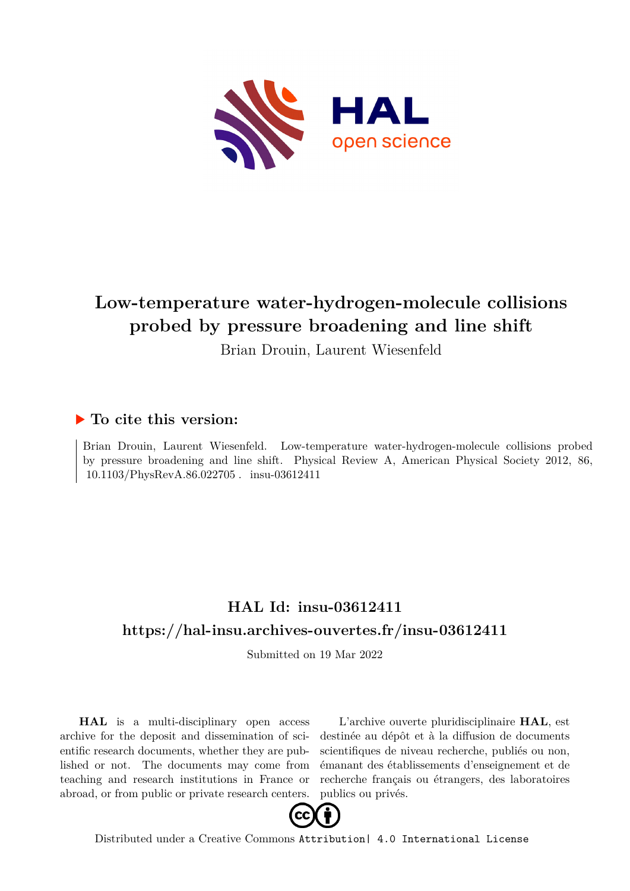# Low-temperature water-hydrogen-molecule collisions probed by pressure broadening and line shift

Brian Drouin, Laurent Wiesenfeld

## ▶ To cite this version:

Brian Drouin, Laurent Wiesenfeld. Low-temperature water-hydrogen-molecule collisions probed by pressure broadening and line shift. Physical Review A, American Physical Society 2012, 86, 10.1103/PhysRevA.86.022705 . insu-03612411

## HAL Id: insu-03612411

## https://hal-insu.archives-ouvertes.fr/insu-03612411

Submitted on 19 Mar 2022

**HAL** is a multi-disciplinary open access archive for the deposit and dissemination of scientific research documents, whether they are published or not. The documents may come from teaching and research institutions in France or abroad, or from public or private research centers.

L'archive ouverte pluridisciplinaire **HAL**, est destinée au dépôt et à la diffusion de documents scientifiques de niveau recherche, publiés ou non, émanant des établissements d'enseignement et de recherche français ou étrangers, des laboratoires publics ou privés.

Distributed under a Creative Commons Attribution| 4.0 International License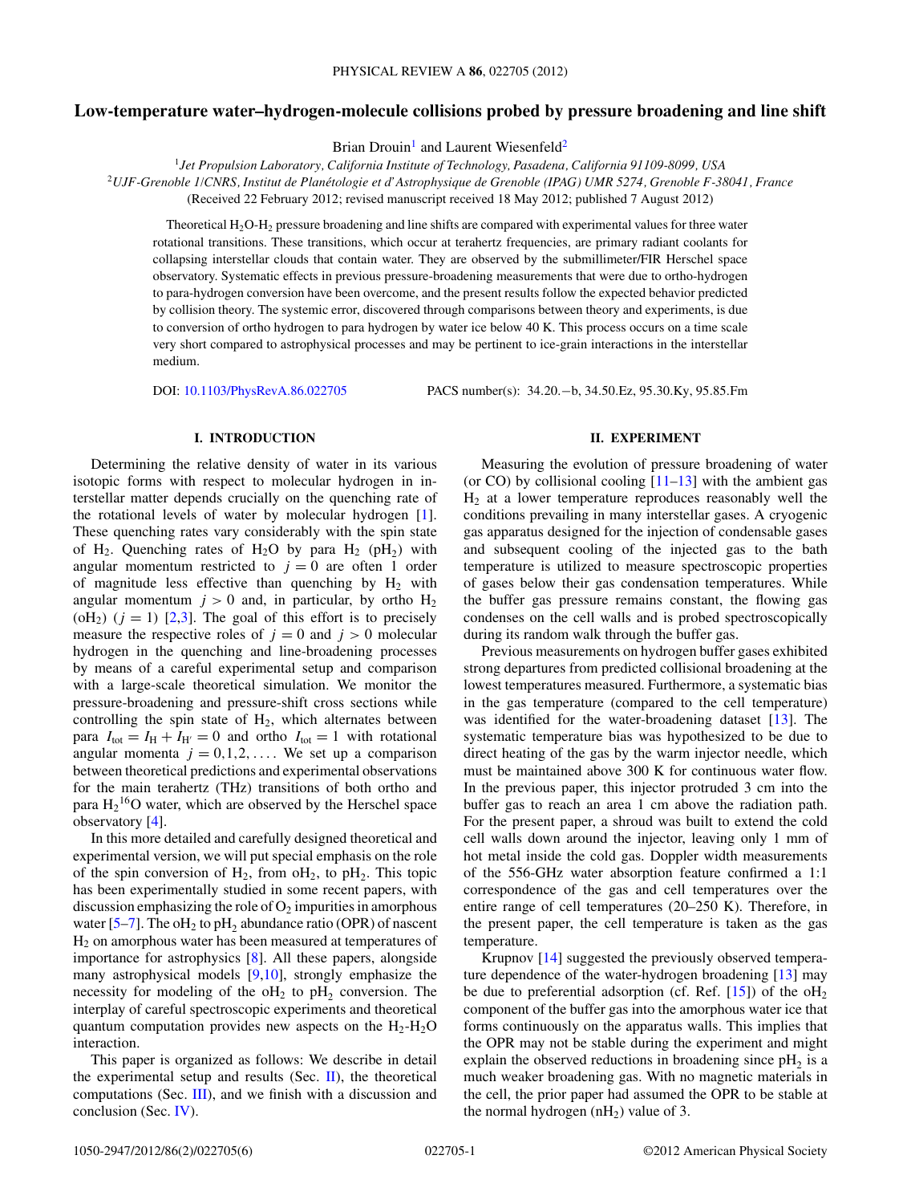# Low-temperature water–hydrogen-molecule collisions probed by pressure broadening and line shift

Brian Drouin[1] and Laurent Wiesenfeld[2]

[1]*Jet Propulsion Laboratory, California Institute of Technology, Pasadena, California 91109-8099, USA*

[2]*UJF-Grenoble 1/CNRS, Institut de Planétologie et d'Astrophysique de Grenoble (IPAG) UMR 5274, Grenoble F-38041, France*

(Received 22 February 2012; revised manuscript received 18 May 2012; published 7 August 2012)

Theoretical $H_2O$-$H_2$ pressure broadening and line shifts are compared with experimental values for three water rotational transitions. These transitions, which occur at terahertz frequencies, are primary radiant coolants for collapsing interstellar clouds that contain water. They are observed by the submillimeter/FIR Herschel space observatory. Systematic effects in previous pressure-broadening measurements that were due to ortho-hydrogen to para-hydrogen conversion have been overcome, and the present results follow the expected behavior predicted by collision theory. The systemic error, discovered through comparisons between theory and experiments, is due to conversion of ortho hydrogen to para hydrogen by water ice below 40 K. This process occurs on a time scale very short compared to astrophysical processes and may be pertinent to ice-grain interactions in the interstellar medium.

DOI: 10.1103/PhysRevA.86.022705 PACS number(s): 34.20.−b, 34.50.Ez, 95.30.Ky, 95.85.Fm

## I. INTRODUCTION

Determining the relative density of water in its various isotopic forms with respect to molecular hydrogen in interstellar matter depends crucially on the quenching rate of the rotational levels of water by molecular hydrogen [1]. These quenching rates vary considerably with the spin state of $H_2$. Quenching rates of $H_2O$ by para $H_2$ ($pH_2$) with angular momentum restricted to $j = 0$ are often 1 order of magnitude less effective than quenching by $H_2$ with angular momentum $j > 0$ and, in particular, by ortho $H_2$ ($oH_2$) ($j = 1$) [2,3]. The goal of this effort is to precisely measure the respective roles of $j = 0$ and $j > 0$ molecular hydrogen in the quenching and line-broadening processes by means of a careful experimental setup and comparison with a large-scale theoretical simulation. We monitor the pressure-broadening and pressure-shift cross sections while controlling the spin state of $H_2$, which alternates between para $I_{tot} = I_H + I_{H'} = 0$ and ortho $I_{tot} = 1$ with rotational angular momenta $j = 0,1,2,\ldots$. We set up a comparison between theoretical predictions and experimental observations for the main terahertz (THz) transitions of both ortho and para $H_2{}^{16}O$ water, which are observed by the Herschel space observatory [4].

In this more detailed and carefully designed theoretical and experimental version, we will put special emphasis on the role of the spin conversion of $H_2$, from $oH_2$, to $pH_2$. This topic has been experimentally studied in some recent papers, with discussion emphasizing the role of $O_2$ impurities in amorphous water [5–7]. The $oH_2$ to $pH_2$ abundance ratio (OPR) of nascent $H_2$ on amorphous water has been measured at temperatures of importance for astrophysics [8]. All these papers, alongside many astrophysical models [9,10], strongly emphasize the necessity for modeling of the $oH_2$ to $pH_2$ conversion. The interplay of careful spectroscopic experiments and theoretical quantum computation provides new aspects on the $H_2$-$H_2O$ interaction.

This paper is organized as follows: We describe in detail the experimental setup and results (Sec. II), the theoretical computations (Sec. III), and we finish with a discussion and conclusion (Sec. IV).

## II. EXPERIMENT

Measuring the evolution of pressure broadening of water (or CO) by collisional cooling [11–13] with the ambient gas $H_2$ at a lower temperature reproduces reasonably well the conditions prevailing in many interstellar gases. A cryogenic gas apparatus designed for the injection of condensable gases and subsequent cooling of the injected gas to the bath temperature is utilized to measure spectroscopic properties of gases below their gas condensation temperatures. While the buffer gas pressure remains constant, the flowing gas condenses on the cell walls and is probed spectroscopically during its random walk through the buffer gas.

Previous measurements on hydrogen buffer gases exhibited strong departures from predicted collisional broadening at the lowest temperatures measured. Furthermore, a systematic bias in the gas temperature (compared to the cell temperature) was identified for the water-broadening dataset [13]. The systematic temperature bias was hypothesized to be due to direct heating of the gas by the warm injector needle, which must be maintained above 300 K for continuous water flow. In the previous paper, this injector protruded 3 cm into the buffer gas to reach an area 1 cm above the radiation path. For the present paper, a shroud was built to extend the cold cell walls down around the injector, leaving only 1 mm of hot metal inside the cold gas. Doppler width measurements of the 556-GHz water absorption feature confirmed a 1:1 correspondence of the gas and cell temperatures over the entire range of cell temperatures (20–250 K). Therefore, in the present paper, the cell temperature is taken as the gas temperature.

Krupnov [14] suggested the previously observed temperature dependence of the water-hydrogen broadening [13] may be due to preferential adsorption (cf. Ref. [15]) of the $oH_2$ component of the buffer gas into the amorphous water ice that forms continuously on the apparatus walls. This implies that the OPR may not be stable during the experiment and might explain the observed reductions in broadening since $pH_2$ is a much weaker broadening gas. With no magnetic materials in the cell, the prior paper had assumed the OPR to be stable at the normal hydrogen ($nH_2$) value of 3.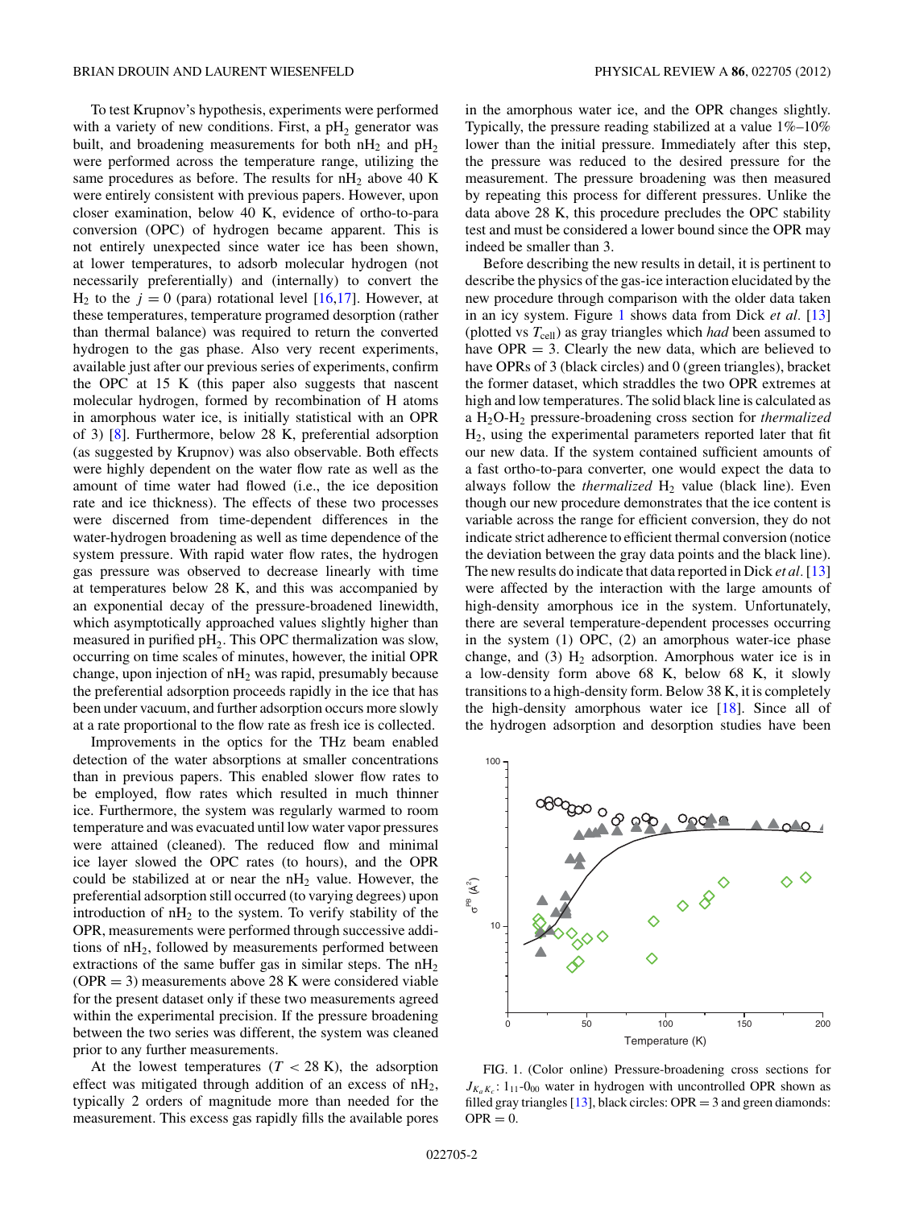To test Krupnov's hypothesis, experiments were performed with a variety of new conditions. First, a $pH_2$ generator was built, and broadening measurements for both $nH_2$ and $pH_2$ were performed across the temperature range, utilizing the same procedures as before. The results for $nH_2$ above 40 K were entirely consistent with previous papers. However, upon closer examination, below 40 K, evidence of ortho-to-para conversion (OPC) of hydrogen became apparent. This is not entirely unexpected since water ice has been shown, at lower temperatures, to adsorb molecular hydrogen (not necessarily preferentially) and (internally) to convert the $H_2$ to the $j = 0$ (para) rotational level [16,17]. However, at these temperatures, temperature programed desorption (rather than thermal balance) was required to return the converted hydrogen to the gas phase. Also very recent experiments, available just after our previous series of experiments, confirm the OPC at 15 K (this paper also suggests that nascent molecular hydrogen, formed by recombination of H atoms in amorphous water ice, is initially statistical with an OPR of 3) [8]. Furthermore, below 28 K, preferential adsorption (as suggested by Krupnov) was also observable. Both effects were highly dependent on the water flow rate as well as the amount of time water had flowed (i.e., the ice deposition rate and ice thickness). The effects of these two processes were discerned from time-dependent differences in the water-hydrogen broadening as well as time dependence of the system pressure. With rapid water flow rates, the hydrogen gas pressure was observed to decrease linearly with time at temperatures below 28 K, and this was accompanied by an exponential decay of the pressure-broadened linewidth, which asymptotically approached values slightly higher than measured in purified $pH_2$. This OPC thermalization was slow, occurring on time scales of minutes, however, the initial OPR change, upon injection of $nH_2$ was rapid, presumably because the preferential adsorption proceeds rapidly in the ice that has been under vacuum, and further adsorption occurs more slowly at a rate proportional to the flow rate as fresh ice is collected.

Improvements in the optics for the THz beam enabled detection of the water absorptions at smaller concentrations than in previous papers. This enabled slower flow rates to be employed, flow rates which resulted in much thinner ice. Furthermore, the system was regularly warmed to room temperature and was evacuated until low water vapor pressures were attained (cleaned). The reduced flow and minimal ice layer slowed the OPC rates (to hours), and the OPR could be stabilized at or near the $nH_2$ value. However, the preferential adsorption still occurred (to varying degrees) upon introduction of $nH_2$ to the system. To verify stability of the OPR, measurements were performed through successive additions of $nH_2$, followed by measurements performed between extractions of the same buffer gas in similar steps. The $nH_2$ (OPR = 3) measurements above 28 K were considered viable for the present dataset only if these two measurements agreed within the experimental precision. If the pressure broadening between the two series was different, the system was cleaned prior to any further measurements.

At the lowest temperatures ($T < 28$ K), the adsorption effect was mitigated through addition of an excess of $nH_2$, typically 2 orders of magnitude more than needed for the measurement. This excess gas rapidly fills the available pores in the amorphous water ice, and the OPR changes slightly. Typically, the pressure reading stabilized at a value 1%–10% lower than the initial pressure. Immediately after this step, the pressure was reduced to the desired pressure for the measurement. The pressure broadening was then measured by repeating this process for different pressures. Unlike the data above 28 K, this procedure precludes the OPC stability test and must be considered a lower bound since the OPR may indeed be smaller than 3.

Before describing the new results in detail, it is pertinent to describe the physics of the gas-ice interaction elucidated by the new procedure through comparison with the older data taken in an icy system. Figure 1 shows data from Dick *et al.* [13] (plotted vs $T_{\text{cell}}$) as gray triangles which *had* been assumed to have OPR = 3. Clearly the new data, which are believed to have OPRs of 3 (black circles) and 0 (green triangles), bracket the former dataset, which straddles the two OPR extremes at high and low temperatures. The solid black line is calculated as a $H_2O$-$H_2$ pressure-broadening cross section for *thermalized* $H_2$, using the experimental parameters reported later that fit our new data. If the system contained sufficient amounts of a fast ortho-to-para converter, one would expect the data to always follow the *thermalized* $H_2$ value (black line). Even though our new procedure demonstrates that the ice content is variable across the range for efficient conversion, they do not indicate strict adherence to efficient thermal conversion (notice the deviation between the gray data points and the black line). The new results do indicate that data reported in Dick *et al.* [13] were affected by the interaction with the large amounts of high-density amorphous ice in the system. Unfortunately, there are several temperature-dependent processes occurring in the system (1) OPC, (2) an amorphous water-ice phase change, and (3) $H_2$ adsorption. Amorphous water ice is in a low-density form above 68 K, below 68 K, it slowly transitions to a high-density form. Below 38 K, it is completely the high-density amorphous water ice [18]. Since all of the hydrogen adsorption and desorption studies have been

FIG. 1. (Color online) Pressure-broadening cross sections for $J_{K_aK_c}$: $1_{11}$-$0_{00}$ water in hydrogen with uncontrolled OPR shown as filled gray triangles [13], black circles: OPR = 3 and green diamonds: OPR = 0.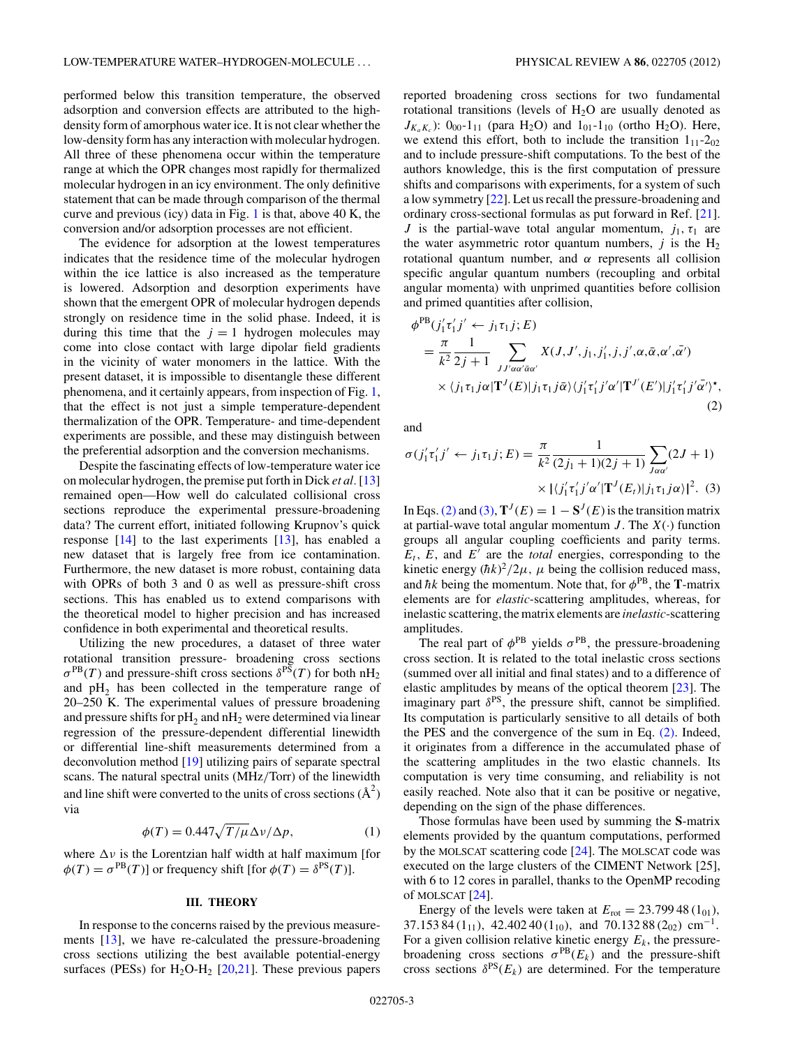performed below this transition temperature, the observed adsorption and conversion effects are attributed to the high-density form of amorphous water ice. It is not clear whether the low-density form has any interaction with molecular hydrogen. All three of these phenomena occur within the temperature range at which the OPR changes most rapidly for thermalized molecular hydrogen in an icy environment. The only definitive statement that can be made through comparison of the thermal curve and previous (icy) data in Fig. 1 is that, above 40 K, the conversion and/or adsorption processes are not efficient.

The evidence for adsorption at the lowest temperatures indicates that the residence time of the molecular hydrogen within the ice lattice is also increased as the temperature is lowered. Adsorption and desorption experiments have shown that the emergent OPR of molecular hydrogen depends strongly on residence time in the solid phase. Indeed, it is during this time that the $j = 1$ hydrogen molecules may come into close contact with large dipolar field gradients in the vicinity of water monomers in the lattice. With the present dataset, it is impossible to disentangle these different phenomena, and it certainly appears, from inspection of Fig. 1, that the effect is not just a simple temperature-dependent thermalization of the OPR. Temperature- and time-dependent experiments are possible, and these may distinguish between the preferential adsorption and the conversion mechanisms.

Despite the fascinating effects of low-temperature water ice on molecular hydrogen, the premise put forth in Dick *et al.* [13] remained open—How well do calculated collisional cross sections reproduce the experimental pressure-broadening data? The current effort, initiated following Krupnov's quick response [14] to the last experiments [13], has enabled a new dataset that is largely free from ice contamination. Furthermore, the new dataset is more robust, containing data with OPRs of both 3 and 0 as well as pressure-shift cross sections. This has enabled us to extend comparisons with the theoretical model to higher precision and has increased confidence in both experimental and theoretical results.

Utilizing the new procedures, a dataset of three water rotational transition pressure- broadening cross sections $\sigma^{\rm PB}(T)$ and pressure-shift cross sections $\delta^{\rm PS}(T)$ for both $nH_2$ and $pH_2$ has been collected in the temperature range of 20–250 K. The experimental values of pressure broadening and pressure shifts for $pH_2$ and $nH_2$ were determined via linear regression of the pressure-dependent differential linewidth or differential line-shift measurements determined from a deconvolution method [19] utilizing pairs of separate spectral scans. The natural spectral units (MHz/Torr) of the linewidth and line shift were converted to the units of cross sections (Å$^2$) via

$$\phi(T) = 0.447\sqrt{T/\mu}\,\Delta\nu/\Delta p, \tag{1}$$

where $\Delta\nu$ is the Lorentzian half width at half maximum [for $\phi(T) = \sigma^{\rm PB}(T)$] or frequency shift [for $\phi(T) = \delta^{\rm PS}(T)$].

### III. THEORY

In response to the concerns raised by the previous measurements [13], we have re-calculated the pressure-broadening cross sections utilizing the best available potential-energy surfaces (PESs) for $H_2O$-$H_2$ [20,21]. These previous papers reported broadening cross sections for two fundamental rotational transitions (levels of $H_2O$ are usually denoted as $J_{K_aK_c}$): $0_{00}$-$1_{11}$ (para $H_2O$) and $1_{01}$-$1_{10}$ (ortho $H_2O$). Here, we extend this effort, both to include the transition $1_{11}$-$2_{02}$ and to include pressure-shift computations. To the best of the authors knowledge, this is the first computation of pressure shifts and comparisons with experiments, for a system of such a low symmetry [22]. Let us recall the pressure-broadening and ordinary cross-sectional formulas as put forward in Ref. [21]. $J$ is the partial-wave total angular momentum, $j_1, \tau_1$ are the water asymmetric rotor quantum numbers, $j$ is the $H_2$ rotational quantum number, and $\alpha$ represents all collision specific angular quantum numbers (recoupling and orbital angular momenta) with unprimed quantities before collision and primed quantities after collision,

$$\begin{aligned}\phi^{\rm PB}(j_1'\tau_1'j' \leftarrow j_1\tau_1 j; E) &= \frac{\pi}{k^2}\frac{1}{2j+1}\sum_{JJ'\alpha\alpha'\bar{\alpha}\bar{\alpha}'} X(J,J',j_1,j_1',j,j',\alpha,\bar{\alpha},\alpha',\bar{\alpha'})\\ &\quad\times \langle j_1\tau_1 j\alpha|\mathbf{T}^J(E)|j_1\tau_1 j\bar{\alpha}\rangle\langle j_1'\tau_1'j'\alpha'|\mathbf{T}^{J'}(E')|j_1'\tau_1'j'\bar{\alpha'}\rangle^\star,\end{aligned} \tag{2}$$

and

$$\begin{aligned}\sigma(j_1'\tau_1'j' \leftarrow j_1\tau_1 j; E) &= \frac{\pi}{k^2}\frac{1}{(2j_1+1)(2j+1)}\sum_{J\alpha\alpha'}(2J+1)\\ &\quad\times|\langle j_1'\tau_1'j'\alpha'|\mathbf{T}^J(E_t)|j_1\tau_1 j\alpha\rangle|^2.\end{aligned} \tag{3}$$

In Eqs. (2) and (3), $\mathbf{T}^J(E) = 1 - \mathbf{S}^J(E)$ is the transition matrix at partial-wave total angular momentum $J$. The $X(\cdot)$ function groups all angular coupling coefficients and parity terms. $E_t$, $E$, and $E'$ are the *total* energies, corresponding to the kinetic energy $(\hbar k)^2/2\mu$, $\mu$ being the collision reduced mass, and $\hbar k$ being the momentum. Note that, for $\phi^{\rm PB}$, the $\mathbf{T}$-matrix elements are for *elastic*-scattering amplitudes, whereas, for inelastic scattering, the matrix elements are *inelastic*-scattering amplitudes.

The real part of $\phi^{\rm PB}$ yields $\sigma^{\rm PB}$, the pressure-broadening cross section. It is related to the total inelastic cross sections (summed over all initial and final states) and to a difference of elastic amplitudes by means of the optical theorem [23]. The imaginary part $\delta^{\rm PS}$, the pressure shift, cannot be simplified. Its computation is particularly sensitive to all details of both the PES and the convergence of the sum in Eq. (2). Indeed, it originates from a difference in the accumulated phase of the scattering amplitudes in the two elastic channels. Its computation is very time consuming, and reliability is not easily reached. Note also that it can be positive or negative, depending on the sign of the phase differences.

Those formulas have been used by summing the **S**-matrix elements provided by the quantum computations, performed by the MOLSCAT scattering code [24]. The MOLSCAT code was executed on the large clusters of the CIMENT Network [25], with 6 to 12 cores in parallel, thanks to the OpenMP recoding of MOLSCAT [24].

Energy of the levels were taken at $E_{\rm rot} = 23.799\,48\,(1_{01})$, $37.153\,84\,(1_{11})$, $42.402\,40\,(1_{10})$, and $70.132\,88\,(2_{02})$ cm$^{-1}$. For a given collision relative kinetic energy $E_k$, the pressure-broadening cross sections $\sigma^{\rm PB}(E_k)$ and the pressure-shift cross sections $\delta^{\rm PS}(E_k)$ are determined. For the temperature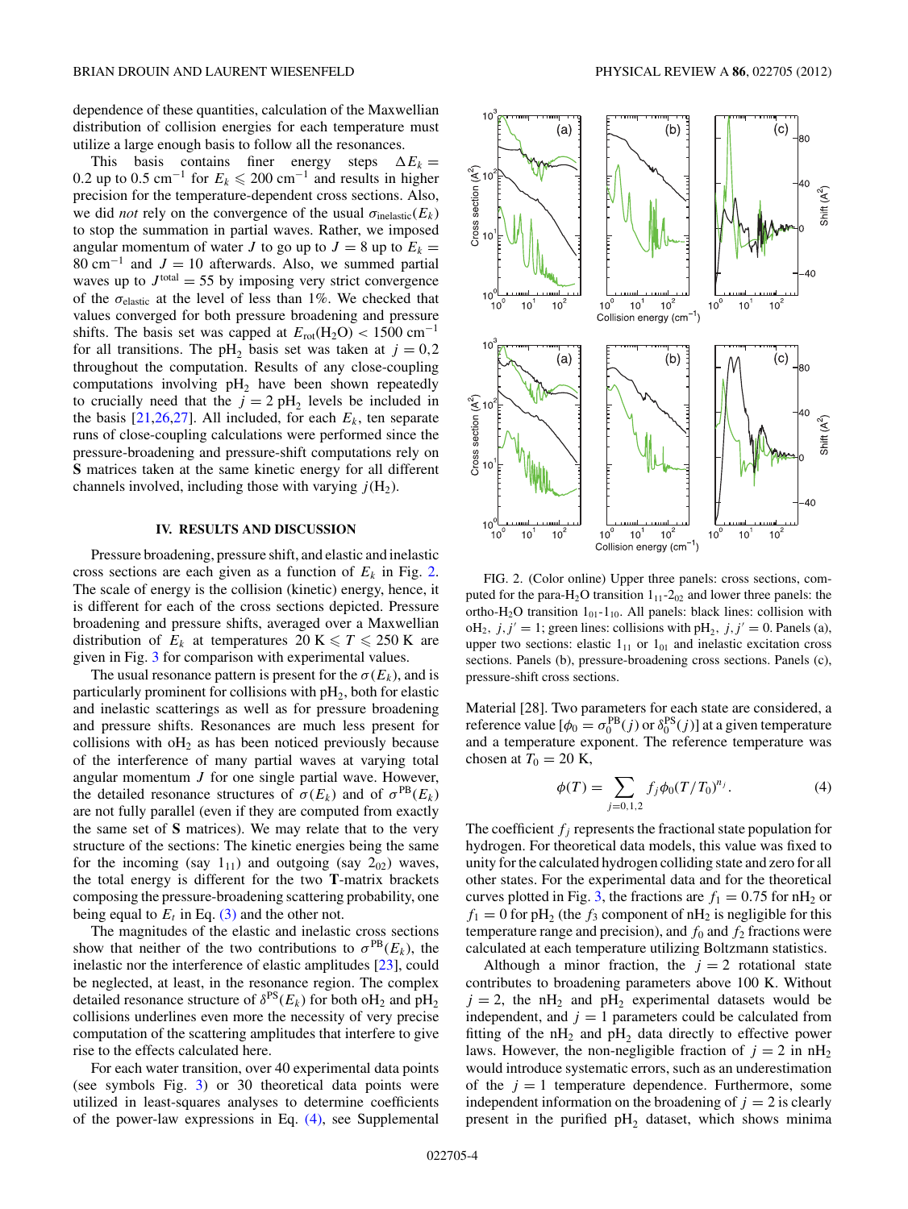dependence of these quantities, calculation of the Maxwellian distribution of collision energies for each temperature must utilize a large enough basis to follow all the resonances.

This basis contains finer energy steps $\Delta E_k = 0.2$ up to $0.5\ \text{cm}^{-1}$ for $E_k \leqslant 200\ \text{cm}^{-1}$ and results in higher precision for the temperature-dependent cross sections. Also, we did *not* rely on the convergence of the usual $\sigma_{\text{inelastic}}(E_k)$ to stop the summation in partial waves. Rather, we imposed angular momentum of water $J$ to go up to $J = 8$ up to $E_k = 80\ \text{cm}^{-1}$ and $J = 10$ afterwards. Also, we summed partial waves up to $J^{\text{total}} = 55$ by imposing very strict convergence of the $\sigma_{\text{elastic}}$ at the level of less than 1%. We checked that values converged for both pressure broadening and pressure shifts. The basis set was capped at $E_{\text{rot}}(H_2O) < 1500\ \text{cm}^{-1}$ for all transitions. The $pH_2$ basis set was taken at $j = 0,2$ throughout the computation. Results of any close-coupling computations involving $pH_2$ have been shown repeatedly to crucially need that the $j = 2$ $pH_2$ levels be included in the basis [21,26,27]. All included, for each $E_k$, ten separate runs of close-coupling calculations were performed since the pressure-broadening and pressure-shift computations rely on **S** matrices taken at the same kinetic energy for all different channels involved, including those with varying $j(H_2)$.

## IV. RESULTS AND DISCUSSION

Pressure broadening, pressure shift, and elastic and inelastic cross sections are each given as a function of $E_k$ in Fig. 2. The scale of energy is the collision (kinetic) energy, hence, it is different for each of the cross sections depicted. Pressure broadening and pressure shifts, averaged over a Maxwellian distribution of $E_k$ at temperatures $20\ \text{K} \leqslant T \leqslant 250\ \text{K}$ are given in Fig. 3 for comparison with experimental values.

The usual resonance pattern is present for the $\sigma(E_k)$, and is particularly prominent for collisions with $pH_2$, both for elastic and inelastic scatterings as well as for pressure broadening and pressure shifts. Resonances are much less present for collisions with $oH_2$ as has been noticed previously because of the interference of many partial waves at varying total angular momentum $J$ for one single partial wave. However, the detailed resonance structures of $\sigma(E_k)$ and of $\sigma^{\text{PB}}(E_k)$ are not fully parallel (even if they are computed from exactly the same set of **S** matrices). We may relate that to the very structure of the sections: The kinetic energies being the same for the incoming (say $1_{11}$) and outgoing (say $2_{02}$) waves, the total energy is different for the two **T**-matrix brackets composing the pressure-broadening scattering probability, one being equal to $E_t$ in Eq. (3) and the other not.

The magnitudes of the elastic and inelastic cross sections show that neither of the two contributions to $\sigma^{\text{PB}}(E_k)$, the inelastic nor the interference of elastic amplitudes [23], could be neglected, at least, in the resonance region. The complex detailed resonance structure of $\delta^{\text{PS}}(E_k)$ for both $oH_2$ and $pH_2$ collisions underlines even more the necessity of very precise computation of the scattering amplitudes that interfere to give rise to the effects calculated here.

For each water transition, over 40 experimental data points (see symbols Fig. 3) or 30 theoretical data points were utilized in least-squares analyses to determine coefficients of the power-law expressions in Eq. (4), see Supplemental Material [28]. Two parameters for each state are considered, a reference value [$\phi_0 = \sigma_0^{\text{PB}}(j)$ or $\delta_0^{\text{PS}}(j)$] at a given temperature and a temperature exponent. The reference temperature was chosen at $T_0 = 20$ K,

$$\phi(T) = \sum_{j=0,1,2} f_j \phi_0 (T/T_0)^{n_j}. \tag{4}$$

The coefficient $f_j$ represents the fractional state population for hydrogen. For theoretical data models, this value was fixed to unity for the calculated hydrogen colliding state and zero for all other states. For the experimental data and for the theoretical curves plotted in Fig. 3, the fractions are $f_1 = 0.75$ for $nH_2$ or $f_1 = 0$ for $pH_2$ (the $f_3$ component of $nH_2$ is negligible for this temperature range and precision), and $f_0$ and $f_2$ fractions were calculated at each temperature utilizing Boltzmann statistics.

Although a minor fraction, the $j = 2$ rotational state contributes to broadening parameters above 100 K. Without $j = 2$, the $nH_2$ and $pH_2$ experimental datasets would be independent, and $j = 1$ parameters could be calculated from fitting of the $nH_2$ and $pH_2$ data directly to effective power laws. However, the non-negligible fraction of $j = 2$ in $nH_2$ would introduce systematic errors, such as an underestimation of the $j = 1$ temperature dependence. Furthermore, some independent information on the broadening of $j = 2$ is clearly present in the purified $pH_2$ dataset, which shows minima

FIG. 2. (Color online) Upper three panels: cross sections, computed for the para-$H_2O$ transition $1_{11}$-$2_{02}$ and lower three panels: the ortho-$H_2O$ transition $1_{01}$-$1_{10}$. All panels: black lines: collision with $oH_2$, $j,j' = 1$; green lines: collisions with $pH_2$, $j,j' = 0$. Panels (a), upper two sections: elastic $1_{11}$ or $1_{01}$ and inelastic excitation cross sections. Panels (b), pressure-broadening cross sections. Panels (c), pressure-shift cross sections.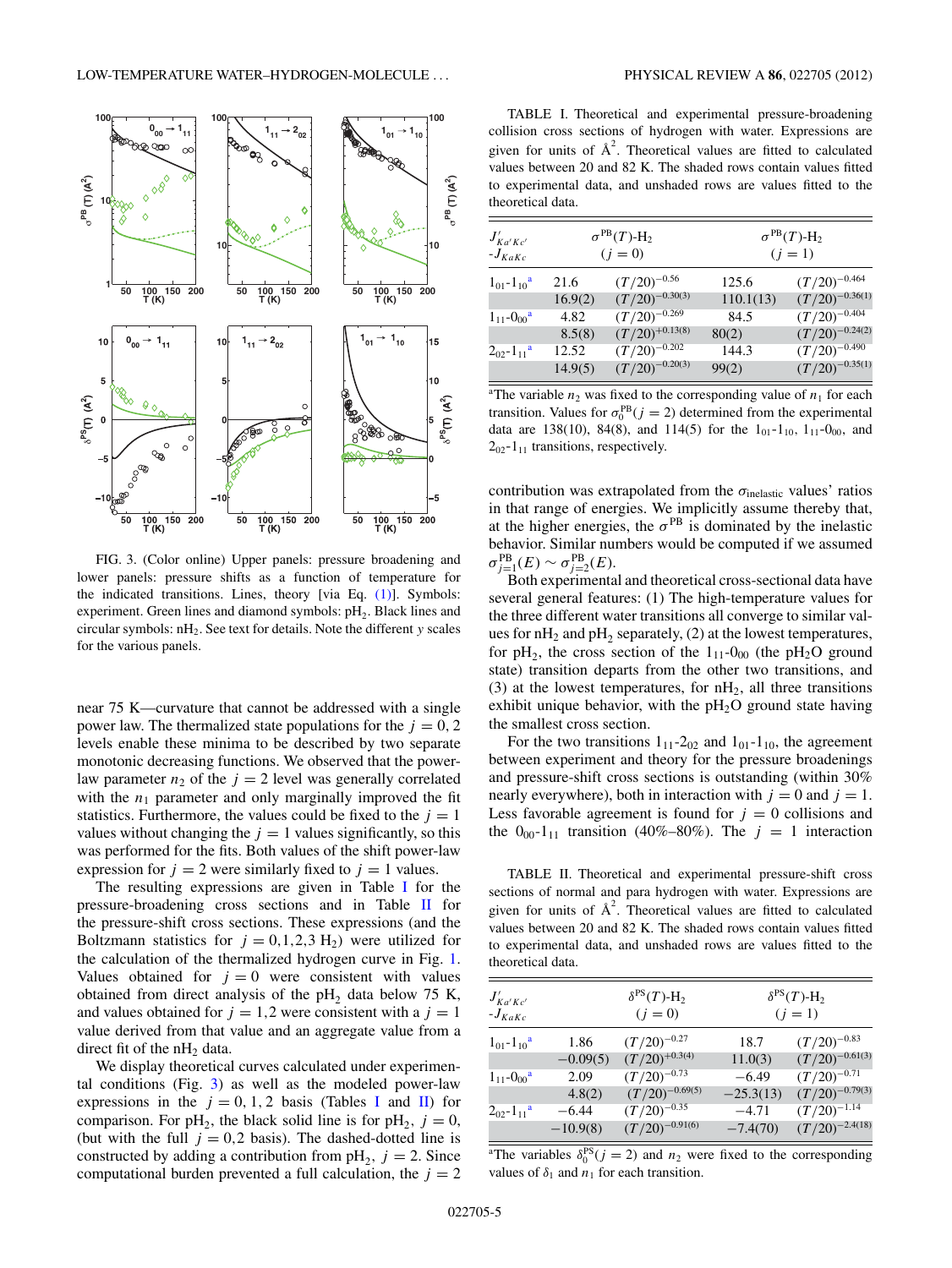FIG. 3. (Color online) Upper panels: pressure broadening and lower panels: pressure shifts as a function of temperature for the indicated transitions. Lines, theory [via Eq. (1)]. Symbols: experiment. Green lines and diamond symbols: $pH_2$. Black lines and circular symbols: $nH_2$. See text for details. Note the different $y$ scales for the various panels.

near 75 K—curvature that cannot be addressed with a single power law. The thermalized state populations for the $j = 0, 2$ levels enable these minima to be described by two separate monotonic decreasing functions. We observed that the power-law parameter $n_2$ of the $j = 2$ level was generally correlated with the $n_1$ parameter and only marginally improved the fit statistics. Furthermore, the values could be fixed to the $j = 1$ values without changing the $j = 1$ values significantly, so this was performed for the fits. Both values of the shift power-law expression for $j = 2$ were similarly fixed to $j = 1$ values.

The resulting expressions are given in Table I for the pressure-broadening cross sections and in Table II for the pressure-shift cross sections. These expressions (and the Boltzmann statistics for $j = 0,1,2,3$ $H_2$) were utilized for the calculation of the thermalized hydrogen curve in Fig. 1. Values obtained for $j = 0$ were consistent with values obtained from direct analysis of the $pH_2$ data below 75 K, and values obtained for $j = 1,2$ were consistent with a $j = 1$ value derived from that value and an aggregate value from a direct fit of the $nH_2$ data.

We display theoretical curves calculated under experimental conditions (Fig. 3) as well as the modeled power-law expressions in the $j = 0,1,2$ basis (Tables I and II) for comparison. For $pH_2$, the black solid line is for $pH_2$, $j = 0$, (but with the full $j = 0,2$ basis). The dashed-dotted line is constructed by adding a contribution from $pH_2$, $j = 2$. Since computational burden prevented a full calculation, the $j = 2$ contribution was extrapolated from the $\sigma_{\mathrm{inelastic}}$ values' ratios in that range of energies. We implicitly assume thereby that, at the higher energies, the $\sigma^{\mathrm{PB}}$ is dominated by the inelastic behavior. Similar numbers would be computed if we assumed $\sigma^{\mathrm{PB}}_{j=1}(E) \sim \sigma^{\mathrm{PB}}_{j=2}(E)$.

TABLE I. Theoretical and experimental pressure-broadening collision cross sections of hydrogen with water. Expressions are given for units of Å$^2$. Theoretical values are fitted to calculated values between 20 and 82 K. The shaded rows contain values fitted to experimental data, and unshaded rows are values fitted to the theoretical data.

| $J'_{K_a'K_c'}$-$J_{K_aK_c}$ | $\sigma^{\mathrm{PB}}(T)$-$H_2$ ($j = 0$) | | $\sigma^{\mathrm{PB}}(T)$-$H_2$ ($j = 1$) | |
|---|---|---|---|---|
| $1_{01}$-$1_{10}$[a] | 21.6 | $(T/20)^{-0.56}$ | 125.6 | $(T/20)^{-0.464}$ |
| | 16.9(2) | $(T/20)^{-0.30(3)}$ | 110.1(13) | $(T/20)^{-0.36(1)}$ |
| $1_{11}$-$0_{00}$[a] | 4.82 | $(T/20)^{-0.269}$ | 84.5 | $(T/20)^{-0.404}$ |
| | 8.5(8) | $(T/20)^{+0.13(8)}$ | 80(2) | $(T/20)^{-0.24(2)}$ |
| $2_{02}$-$1_{11}$[a] | 12.52 | $(T/20)^{-0.202}$ | 144.3 | $(T/20)^{-0.490}$ |
| | 14.9(5) | $(T/20)^{-0.20(3)}$ | 99(2) | $(T/20)^{-0.35(1)}$ |

[a]The variable $n_2$ was fixed to the corresponding value of $n_1$ for each transition. Values for $\sigma_0^{\mathrm{PB}}(j = 2)$ determined from the experimental data are 138(10), 84(8), and 114(5) for the $1_{01}$-$1_{10}$, $1_{11}$-$0_{00}$, and $2_{02}$-$1_{11}$ transitions, respectively.

Both experimental and theoretical cross-sectional data have several general features: (1) The high-temperature values for the three different water transitions all converge to similar values for $nH_2$ and $pH_2$ separately, (2) at the lowest temperatures, for $pH_2$, the cross section of the $1_{11}$-$0_{00}$ (the $pH_2O$ ground state) transition departs from the other two transitions, and (3) at the lowest temperatures, for $nH_2$, all three transitions exhibit unique behavior, with the $pH_2O$ ground state having the smallest cross section.

For the two transitions $1_{11}$-$2_{02}$ and $1_{01}$-$1_{10}$, the agreement between experiment and theory for the pressure broadenings and pressure-shift cross sections is outstanding (within 30% nearly everywhere), both in interaction with $j = 0$ and $j = 1$. Less favorable agreement is found for $j = 0$ collisions and the $0_{00}$-$1_{11}$ transition (40%–80%). The $j = 1$ interaction

TABLE II. Theoretical and experimental pressure-shift cross sections of normal and para hydrogen with water. Expressions are given for units of Å$^2$. Theoretical values are fitted to calculated values between 20 and 82 K. The shaded rows contain values fitted to experimental data, and unshaded rows are values fitted to the theoretical data.

| $J'_{K_a'K_c'}$-$J_{K_aK_c}$ | $\delta^{\mathrm{PS}}(T)$-$H_2$ ($j = 0$) | | $\delta^{\mathrm{PS}}(T)$-$H_2$ ($j = 1$) | |
|---|---|---|---|---|
| $1_{01}$-$1_{10}$[a] | 1.86 | $(T/20)^{-0.27}$ | 18.7 | $(T/20)^{-0.83}$ |
| | −0.09(5) | $(T/20)^{+0.3(4)}$ | 11.0(3) | $(T/20)^{-0.61(3)}$ |
| $1_{11}$-$0_{00}$[a] | 2.09 | $(T/20)^{-0.73}$ | −6.49 | $(T/20)^{-0.71}$ |
| | 4.8(2) | $(T/20)^{-0.69(5)}$ | −25.3(13) | $(T/20)^{-0.79(3)}$ |
| $2_{02}$-$1_{11}$[a] | −6.44 | $(T/20)^{-0.35}$ | −4.71 | $(T/20)^{-1.14}$ |
| | −10.9(8) | $(T/20)^{-0.91(6)}$ | −7.4(70) | $(T/20)^{-2.4(18)}$ |

[a]The variables $\delta_0^{\mathrm{PS}}(j = 2)$ and $n_2$ were fixed to the corresponding values of $\delta_1$ and $n_1$ for each transition.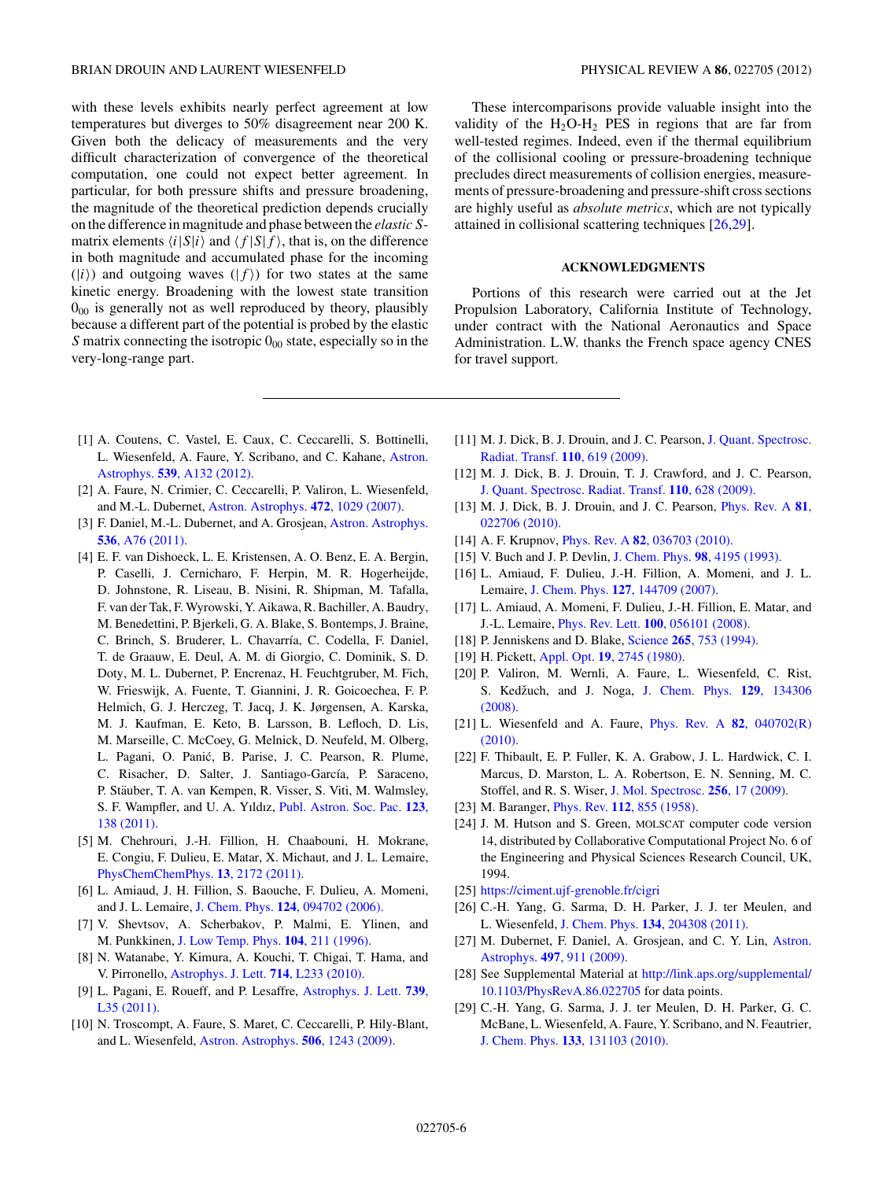with these levels exhibits nearly perfect agreement at low temperatures but diverges to 50% disagreement near 200 K. Given both the delicacy of measurements and the very difficult characterization of convergence of the theoretical computation, one could not expect better agreement. In particular, for both pressure shifts and pressure broadening, the magnitude of the theoretical prediction depends crucially on the difference in magnitude and phase between the *elastic* $S$-matrix elements $\langle i|S|i\rangle$ and $\langle f|S|f\rangle$, that is, on the difference in both magnitude and accumulated phase for the incoming ($|i\rangle$) and outgoing waves ($|f\rangle$) for two states at the same kinetic energy. Broadening with the lowest state transition $0_{00}$ is generally not as well reproduced by theory, plausibly because a different part of the potential is probed by the elastic $S$ matrix connecting the isotropic $0_{00}$ state, especially so in the very-long-range part.

These intercomparisons provide valuable insight into the validity of the $H_2O$-$H_2$ PES in regions that are far from well-tested regimes. Indeed, even if the thermal equilibrium of the collisional cooling or pressure-broadening technique precludes direct measurements of collision energies, measurements of pressure-broadening and pressure-shift cross sections are highly useful as *absolute metrics*, which are not typically attained in collisional scattering techniques [26,29].

## ACKNOWLEDGMENTS

Portions of this research were carried out at the Jet Propulsion Laboratory, California Institute of Technology, under contract with the National Aeronautics and Space Administration. L.W. thanks the French space agency CNES for travel support.

---

[1] A. Coutens, C. Vastel, E. Caux, C. Ceccarelli, S. Bottinelli, L. Wiesenfeld, A. Faure, Y. Scribano, and C. Kahane, Astron. Astrophys. **539**, A132 (2012).

[2] A. Faure, N. Crimier, C. Ceccarelli, P. Valiron, L. Wiesenfeld, and M.-L. Dubernet, Astron. Astrophys. **472**, 1029 (2007).

[3] F. Daniel, M.-L. Dubernet, and A. Grosjean, Astron. Astrophys. **536**, A76 (2011).

[4] E. F. van Dishoeck, L. E. Kristensen, A. O. Benz, E. A. Bergin, P. Caselli, J. Cernicharo, F. Herpin, M. R. Hogerheijde, D. Johnstone, R. Liseau, B. Nisini, R. Shipman, M. Tafalla, F. van der Tak, F. Wyrowski, Y. Aikawa, R. Bachiller, A. Baudry, M. Benedettini, P. Bjerkeli, G. A. Blake, S. Bontemps, J. Braine, C. Brinch, S. Bruderer, L. Chavarría, C. Codella, F. Daniel, T. de Graauw, E. Deul, A. M. di Giorgio, C. Dominik, S. D. Doty, M. L. Dubernet, P. Encrenaz, H. Feuchtgruber, M. Fich, W. Frieswijk, A. Fuente, T. Giannini, J. R. Goicoechea, F. P. Helmich, G. J. Herczeg, T. Jacq, J. K. Jørgensen, A. Karska, M. J. Kaufman, E. Keto, B. Larsson, B. Lefloch, D. Lis, M. Marseille, C. McCoey, G. Melnick, D. Neufeld, M. Olberg, L. Pagani, O. Panić, B. Parise, J. C. Pearson, R. Plume, C. Risacher, D. Salter, J. Santiago-García, P. Saraceno, P. Stäuber, T. A. van Kempen, R. Visser, S. Viti, M. Walmsley, S. F. Wampfler, and U. A. Yıldız, Publ. Astron. Soc. Pac. **123**, 138 (2011).

[5] M. Chehrouri, J.-H. Fillion, H. Chaabouni, H. Mokrane, E. Congiu, F. Dulieu, E. Matar, X. Michaut, and J. L. Lemaire, PhysChemChemPhys. **13**, 2172 (2011).

[6] L. Amiaud, J. H. Fillion, S. Baouche, F. Dulieu, A. Momeni, and J. L. Lemaire, J. Chem. Phys. **124**, 094702 (2006).

[7] V. Shevtsov, A. Scherbakov, P. Malmi, E. Ylinen, and M. Punkkinen, J. Low Temp. Phys. **104**, 211 (1996).

[8] N. Watanabe, Y. Kimura, A. Kouchi, T. Chigai, T. Hama, and V. Pirronello, Astrophys. J. Lett. **714**, L233 (2010).

[9] L. Pagani, E. Roueff, and P. Lesaffre, Astrophys. J. Lett. **739**, L35 (2011).

[10] N. Troscompt, A. Faure, S. Maret, C. Ceccarelli, P. Hily-Blant, and L. Wiesenfeld, Astron. Astrophys. **506**, 1243 (2009).

[11] M. J. Dick, B. J. Drouin, and J. C. Pearson, J. Quant. Spectrosc. Radiat. Transf. **110**, 619 (2009).

[12] M. J. Dick, B. J. Drouin, T. J. Crawford, and J. C. Pearson, J. Quant. Spectrosc. Radiat. Transf. **110**, 628 (2009).

[13] M. J. Dick, B. J. Drouin, and J. C. Pearson, Phys. Rev. A **81**, 022706 (2010).

[14] A. F. Krupnov, Phys. Rev. A **82**, 036703 (2010).

[15] V. Buch and J. P. Devlin, J. Chem. Phys. **98**, 4195 (1993).

[16] L. Amiaud, F. Dulieu, J.-H. Fillion, A. Momeni, and J. L. Lemaire, J. Chem. Phys. **127**, 144709 (2007).

[17] L. Amiaud, A. Momeni, F. Dulieu, J.-H. Fillion, E. Matar, and J.-L. Lemaire, Phys. Rev. Lett. **100**, 056101 (2008).

[18] P. Jenniskens and D. Blake, Science **265**, 753 (1994).

[19] H. Pickett, Appl. Opt. **19**, 2745 (1980).

[20] P. Valiron, M. Wernli, A. Faure, L. Wiesenfeld, C. Rist, S. Kedžuch, and J. Noga, J. Chem. Phys. **129**, 134306 (2008).

[21] L. Wiesenfeld and A. Faure, Phys. Rev. A **82**, 040702(R) (2010).

[22] F. Thibault, E. P. Fuller, K. A. Grabow, J. L. Hardwick, C. I. Marcus, D. Marston, L. A. Robertson, E. N. Senning, M. C. Stoffel, and R. S. Wiser, J. Mol. Spectrosc. **256**, 17 (2009).

[23] M. Baranger, Phys. Rev. **112**, 855 (1958).

[24] J. M. Hutson and S. Green, MOLSCAT computer code version 14, distributed by Collaborative Computational Project No. 6 of the Engineering and Physical Sciences Research Council, UK, 1994.

[25] https://ciment.ujf-grenoble.fr/cigri

[26] C.-H. Yang, G. Sarma, D. H. Parker, J. J. ter Meulen, and L. Wiesenfeld, J. Chem. Phys. **134**, 204308 (2011).

[27] M. Dubernet, F. Daniel, A. Grosjean, and C. Y. Lin, Astron. Astrophys. **497**, 911 (2009).

[28] See Supplemental Material at http://link.aps.org/supplemental/10.1103/PhysRevA.86.022705 for data points.

[29] C.-H. Yang, G. Sarma, J. J. ter Meulen, D. H. Parker, G. C. McBane, L. Wiesenfeld, A. Faure, Y. Scribano, and N. Feautrier, J. Chem. Phys. **133**, 131103 (2010).